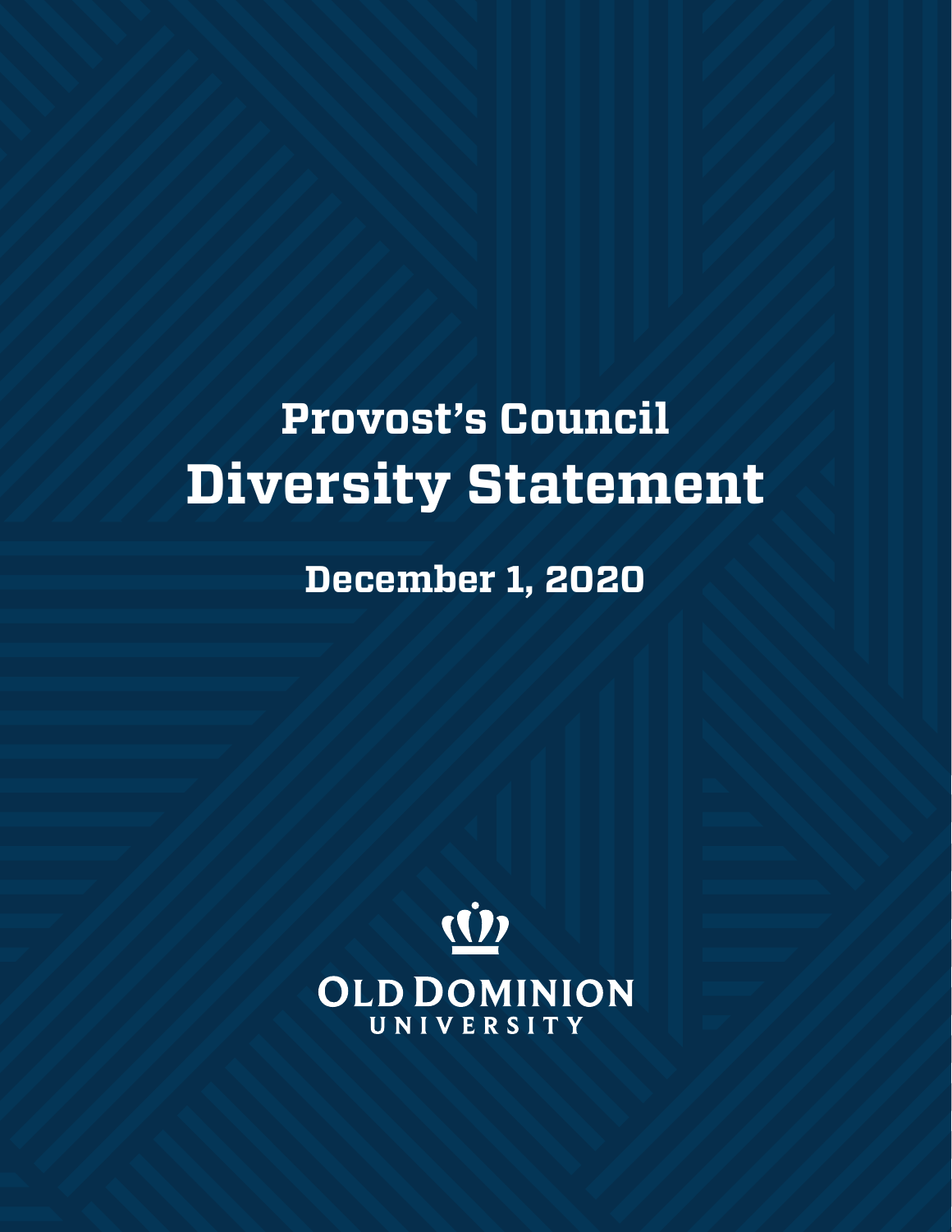# Provost's Council
# Diversity Statement

**December 1, 2020**

OLD DOMINION
UNIVERSITY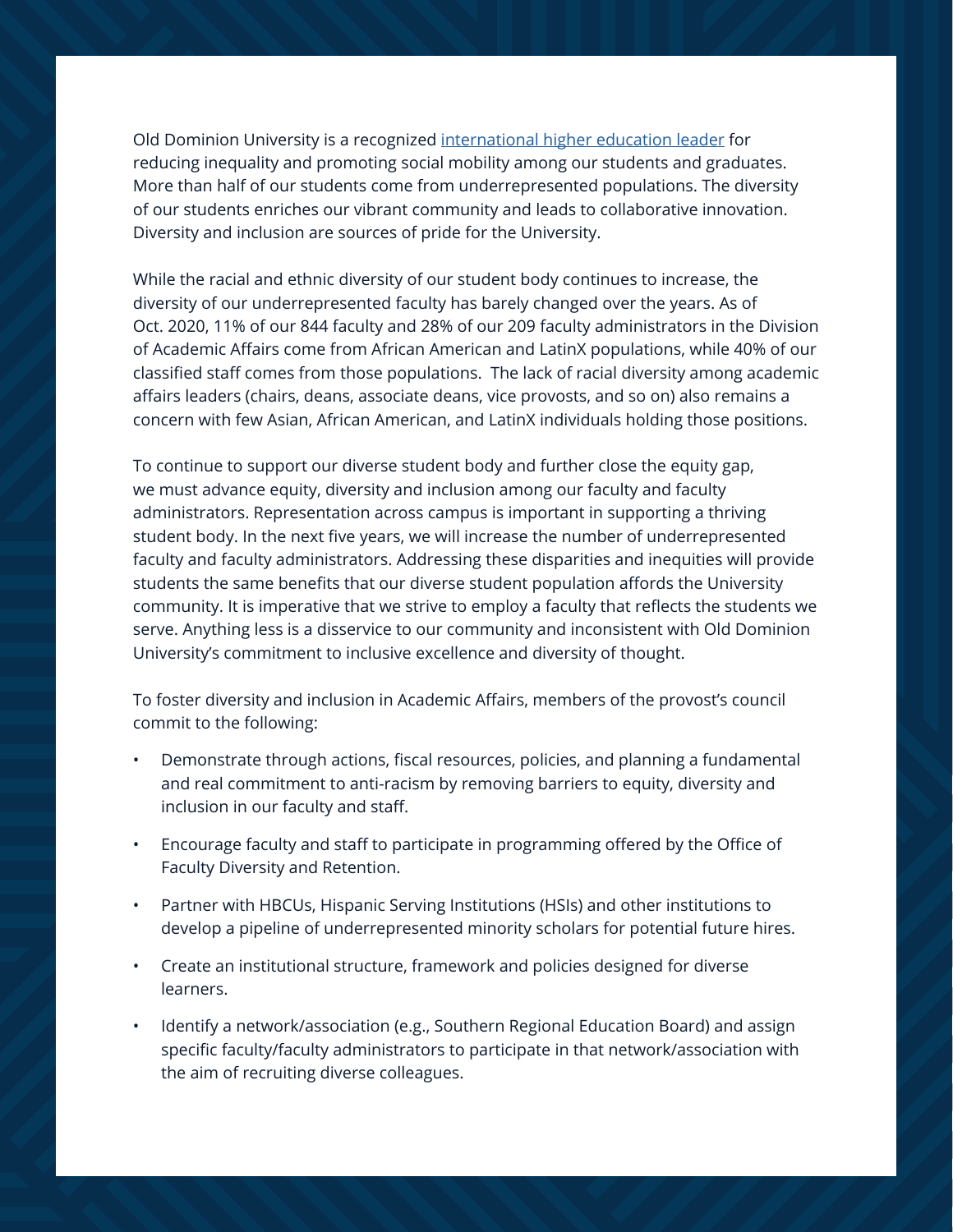Old Dominion University is a recognized [international higher education leader](#) for reducing inequality and promoting social mobility among our students and graduates. More than half of our students come from underrepresented populations. The diversity of our students enriches our vibrant community and leads to collaborative innovation. Diversity and inclusion are sources of pride for the University.

While the racial and ethnic diversity of our student body continues to increase, the diversity of our underrepresented faculty has barely changed over the years. As of Oct. 2020, 11% of our 844 faculty and 28% of our 209 faculty administrators in the Division of Academic Affairs come from African American and LatinX populations, while 40% of our classified staff comes from those populations. The lack of racial diversity among academic affairs leaders (chairs, deans, associate deans, vice provosts, and so on) also remains a concern with few Asian, African American, and LatinX individuals holding those positions.

To continue to support our diverse student body and further close the equity gap, we must advance equity, diversity and inclusion among our faculty and faculty administrators. Representation across campus is important in supporting a thriving student body. In the next five years, we will increase the number of underrepresented faculty and faculty administrators. Addressing these disparities and inequities will provide students the same benefits that our diverse student population affords the University community. It is imperative that we strive to employ a faculty that reflects the students we serve. Anything less is a disservice to our community and inconsistent with Old Dominion University's commitment to inclusive excellence and diversity of thought.

To foster diversity and inclusion in Academic Affairs, members of the provost's council commit to the following:

- Demonstrate through actions, fiscal resources, policies, and planning a fundamental and real commitment to anti-racism by removing barriers to equity, diversity and inclusion in our faculty and staff.
- Encourage faculty and staff to participate in programming offered by the Office of Faculty Diversity and Retention.
- Partner with HBCUs, Hispanic Serving Institutions (HSIs) and other institutions to develop a pipeline of underrepresented minority scholars for potential future hires.
- Create an institutional structure, framework and policies designed for diverse learners.
- Identify a network/association (e.g., Southern Regional Education Board) and assign specific faculty/faculty administrators to participate in that network/association with the aim of recruiting diverse colleagues.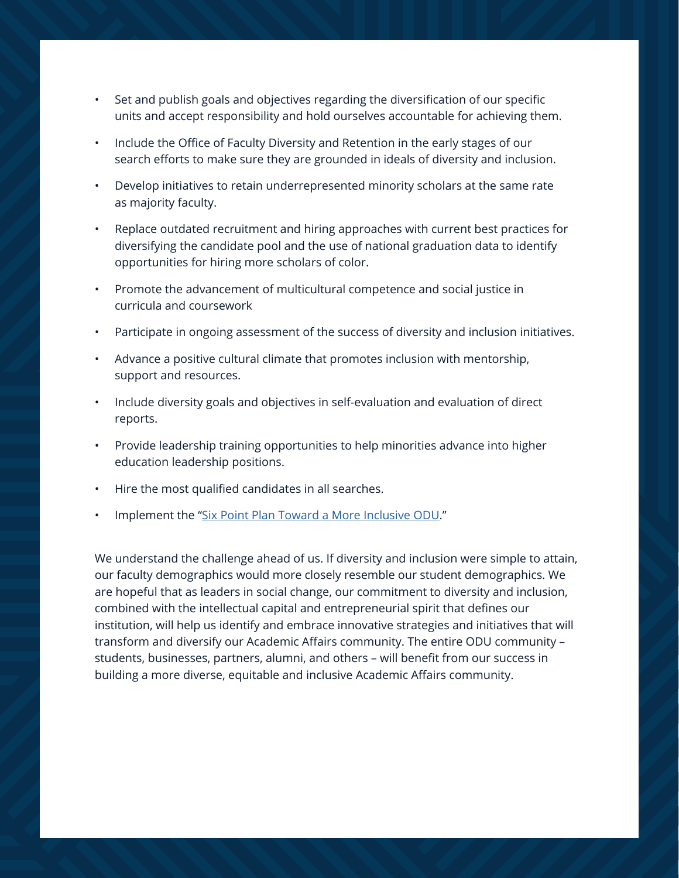- Set and publish goals and objectives regarding the diversification of our specific units and accept responsibility and hold ourselves accountable for achieving them.
- Include the Office of Faculty Diversity and Retention in the early stages of our search efforts to make sure they are grounded in ideals of diversity and inclusion.
- Develop initiatives to retain underrepresented minority scholars at the same rate as majority faculty.
- Replace outdated recruitment and hiring approaches with current best practices for diversifying the candidate pool and the use of national graduation data to identify opportunities for hiring more scholars of color.
- Promote the advancement of multicultural competence and social justice in curricula and coursework
- Participate in ongoing assessment of the success of diversity and inclusion initiatives.
- Advance a positive cultural climate that promotes inclusion with mentorship, support and resources.
- Include diversity goals and objectives in self-evaluation and evaluation of direct reports.
- Provide leadership training opportunities to help minorities advance into higher education leadership positions.
- Hire the most qualified candidates in all searches.
- Implement the "Six Point Plan Toward a More Inclusive ODU."

We understand the challenge ahead of us. If diversity and inclusion were simple to attain, our faculty demographics would more closely resemble our student demographics. We are hopeful that as leaders in social change, our commitment to diversity and inclusion, combined with the intellectual capital and entrepreneurial spirit that defines our institution, will help us identify and embrace innovative strategies and initiatives that will transform and diversify our Academic Affairs community. The entire ODU community – students, businesses, partners, alumni, and others – will benefit from our success in building a more diverse, equitable and inclusive Academic Affairs community.